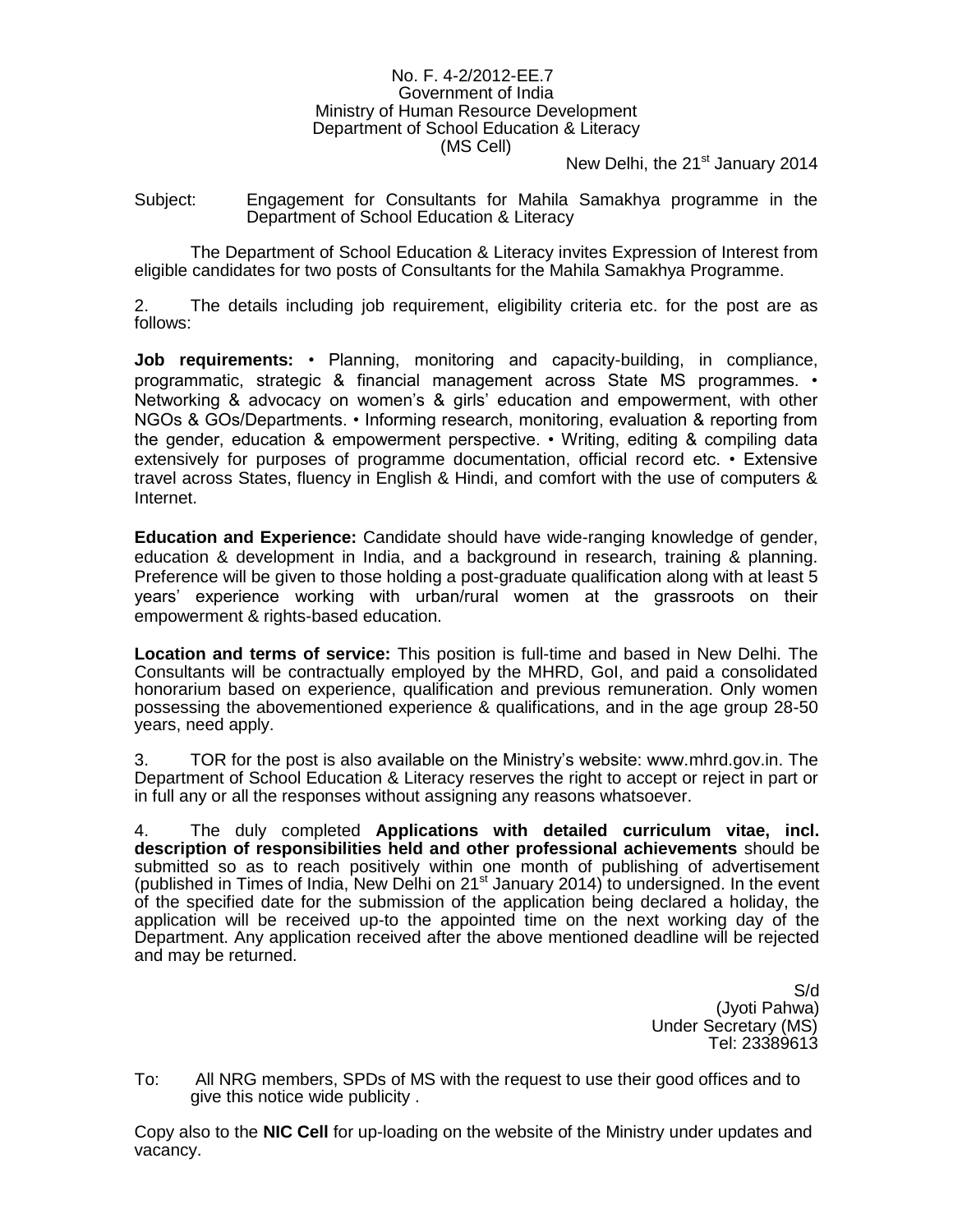No. F. 4-2/2012-EE.7
Government of India
Ministry of Human Resource Development
Department of School Education & Literacy
(MS Cell)

New Delhi, the 21st January 2014

Subject: Engagement for Consultants for Mahila Samakhya programme in the Department of School Education & Literacy

The Department of School Education & Literacy invites Expression of Interest from eligible candidates for two posts of Consultants for the Mahila Samakhya Programme.

2. The details including job requirement, eligibility criteria etc. for the post are as follows:

**Job requirements:** • Planning, monitoring and capacity-building, in compliance, programmatic, strategic & financial management across State MS programmes. • Networking & advocacy on women's & girls' education and empowerment, with other NGOs & GOs/Departments. • Informing research, monitoring, evaluation & reporting from the gender, education & empowerment perspective. • Writing, editing & compiling data extensively for purposes of programme documentation, official record etc. • Extensive travel across States, fluency in English & Hindi, and comfort with the use of computers & Internet.

**Education and Experience:** Candidate should have wide-ranging knowledge of gender, education & development in India, and a background in research, training & planning. Preference will be given to those holding a post-graduate qualification along with at least 5 years' experience working with urban/rural women at the grassroots on their empowerment & rights-based education.

**Location and terms of service:** This position is full-time and based in New Delhi. The Consultants will be contractually employed by the MHRD, GoI, and paid a consolidated honorarium based on experience, qualification and previous remuneration. Only women possessing the abovementioned experience & qualifications, and in the age group 28-50 years, need apply.

3. TOR for the post is also available on the Ministry's website: www.mhrd.gov.in. The Department of School Education & Literacy reserves the right to accept or reject in part or in full any or all the responses without assigning any reasons whatsoever.

4. The duly completed **Applications with detailed curriculum vitae, incl. description of responsibilities held and other professional achievements** should be submitted so as to reach positively within one month of publishing of advertisement (published in Times of India, New Delhi on 21st January 2014) to undersigned. In the event of the specified date for the submission of the application being declared a holiday, the application will be received up-to the appointed time on the next working day of the Department. Any application received after the above mentioned deadline will be rejected and may be returned.

S/d
(Jyoti Pahwa)
Under Secretary (MS)
Tel: 23389613

To: All NRG members, SPDs of MS with the request to use their good offices and to give this notice wide publicity .

Copy also to the **NIC Cell** for up-loading on the website of the Ministry under updates and vacancy.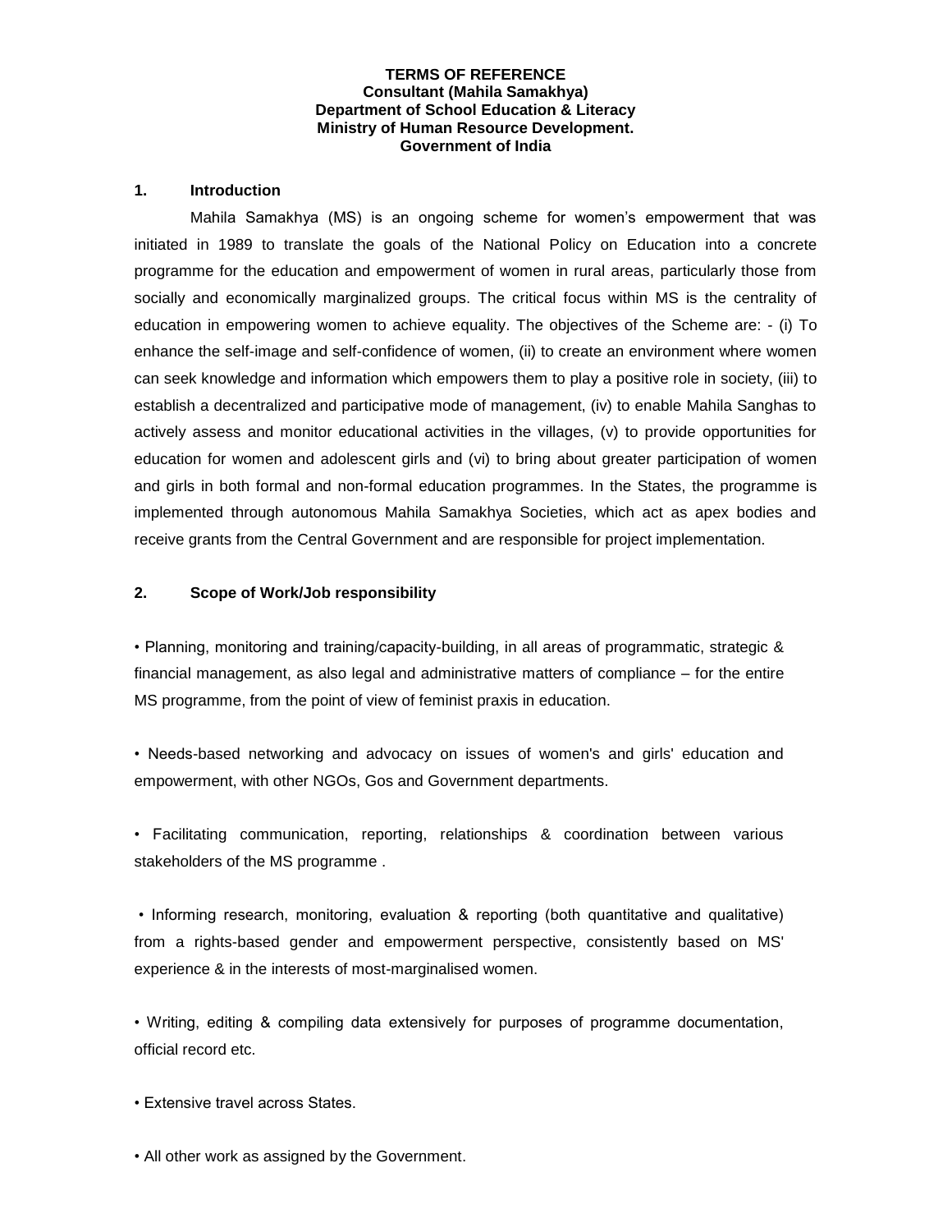**TERMS OF REFERENCE**
**Consultant (Mahila Samakhya)**
**Department of School Education & Literacy**
**Ministry of Human Resource Development.**
**Government of India**

## 1. Introduction

Mahila Samakhya (MS) is an ongoing scheme for women's empowerment that was initiated in 1989 to translate the goals of the National Policy on Education into a concrete programme for the education and empowerment of women in rural areas, particularly those from socially and economically marginalized groups. The critical focus within MS is the centrality of education in empowering women to achieve equality. The objectives of the Scheme are: - (i) To enhance the self-image and self-confidence of women, (ii) to create an environment where women can seek knowledge and information which empowers them to play a positive role in society, (iii) to establish a decentralized and participative mode of management, (iv) to enable Mahila Sanghas to actively assess and monitor educational activities in the villages, (v) to provide opportunities for education for women and adolescent girls and (vi) to bring about greater participation of women and girls in both formal and non-formal education programmes. In the States, the programme is implemented through autonomous Mahila Samakhya Societies, which act as apex bodies and receive grants from the Central Government and are responsible for project implementation.

## 2. Scope of Work/Job responsibility

• Planning, monitoring and training/capacity-building, in all areas of programmatic, strategic & financial management, as also legal and administrative matters of compliance – for the entire MS programme, from the point of view of feminist praxis in education.

• Needs-based networking and advocacy on issues of women's and girls' education and empowerment, with other NGOs, Gos and Government departments.

• Facilitating communication, reporting, relationships & coordination between various stakeholders of the MS programme .

• Informing research, monitoring, evaluation & reporting (both quantitative and qualitative) from a rights-based gender and empowerment perspective, consistently based on MS' experience & in the interests of most-marginalised women.

• Writing, editing & compiling data extensively for purposes of programme documentation, official record etc.

• Extensive travel across States.

• All other work as assigned by the Government.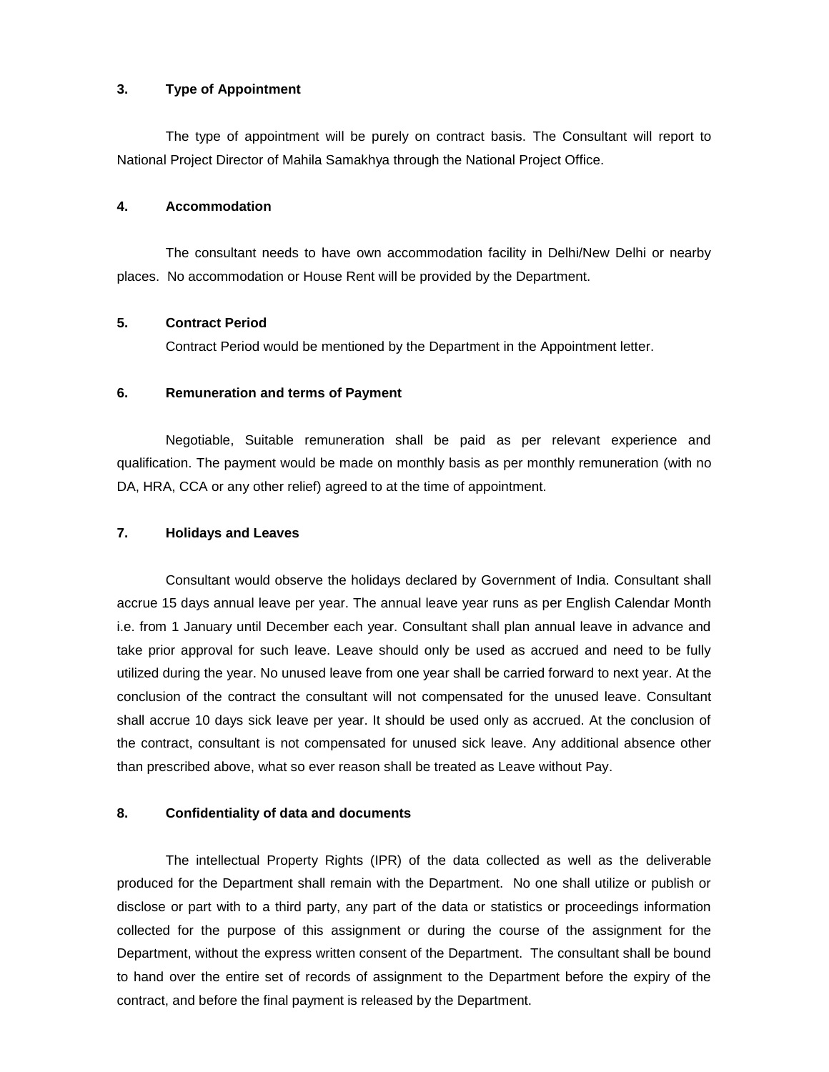**3. Type of Appointment**

The type of appointment will be purely on contract basis. The Consultant will report to National Project Director of Mahila Samakhya through the National Project Office.

**4. Accommodation**

The consultant needs to have own accommodation facility in Delhi/New Delhi or nearby places. No accommodation or House Rent will be provided by the Department.

**5. Contract Period**

Contract Period would be mentioned by the Department in the Appointment letter.

**6. Remuneration and terms of Payment**

Negotiable, Suitable remuneration shall be paid as per relevant experience and qualification. The payment would be made on monthly basis as per monthly remuneration (with no DA, HRA, CCA or any other relief) agreed to at the time of appointment.

**7. Holidays and Leaves**

Consultant would observe the holidays declared by Government of India. Consultant shall accrue 15 days annual leave per year. The annual leave year runs as per English Calendar Month i.e. from 1 January until December each year. Consultant shall plan annual leave in advance and take prior approval for such leave. Leave should only be used as accrued and need to be fully utilized during the year. No unused leave from one year shall be carried forward to next year. At the conclusion of the contract the consultant will not compensated for the unused leave. Consultant shall accrue 10 days sick leave per year. It should be used only as accrued. At the conclusion of the contract, consultant is not compensated for unused sick leave. Any additional absence other than prescribed above, what so ever reason shall be treated as Leave without Pay.

**8. Confidentiality of data and documents**

The intellectual Property Rights (IPR) of the data collected as well as the deliverable produced for the Department shall remain with the Department. No one shall utilize or publish or disclose or part with to a third party, any part of the data or statistics or proceedings information collected for the purpose of this assignment or during the course of the assignment for the Department, without the express written consent of the Department. The consultant shall be bound to hand over the entire set of records of assignment to the Department before the expiry of the contract, and before the final payment is released by the Department.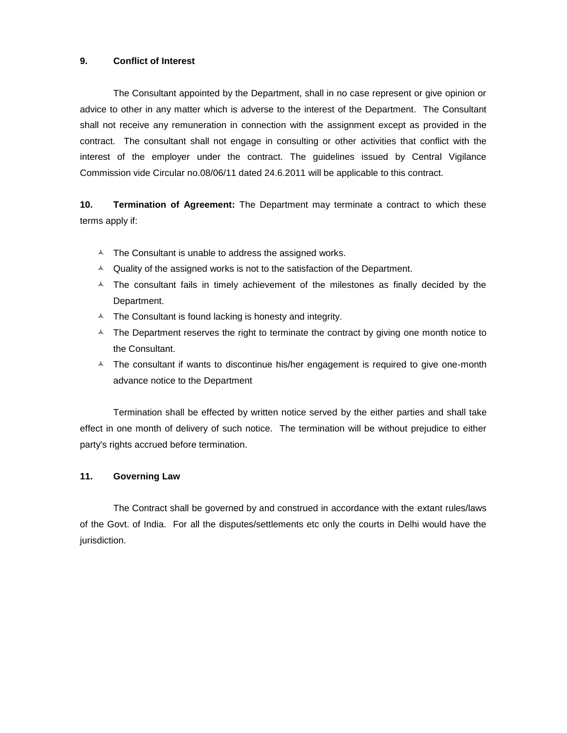**9. Conflict of Interest**

The Consultant appointed by the Department, shall in no case represent or give opinion or advice to other in any matter which is adverse to the interest of the Department. The Consultant shall not receive any remuneration in connection with the assignment except as provided in the contract. The consultant shall not engage in consulting or other activities that conflict with the interest of the employer under the contract. The guidelines issued by Central Vigilance Commission vide Circular no.08/06/11 dated 24.6.2011 will be applicable to this contract.

**10. Termination of Agreement:** The Department may terminate a contract to which these terms apply if:

- The Consultant is unable to address the assigned works.
- Quality of the assigned works is not to the satisfaction of the Department.
- The consultant fails in timely achievement of the milestones as finally decided by the Department.
- The Consultant is found lacking is honesty and integrity.
- The Department reserves the right to terminate the contract by giving one month notice to the Consultant.
- The consultant if wants to discontinue his/her engagement is required to give one-month advance notice to the Department

Termination shall be effected by written notice served by the either parties and shall take effect in one month of delivery of such notice. The termination will be without prejudice to either party's rights accrued before termination.

**11. Governing Law**

The Contract shall be governed by and construed in accordance with the extant rules/laws of the Govt. of India. For all the disputes/settlements etc only the courts in Delhi would have the jurisdiction.